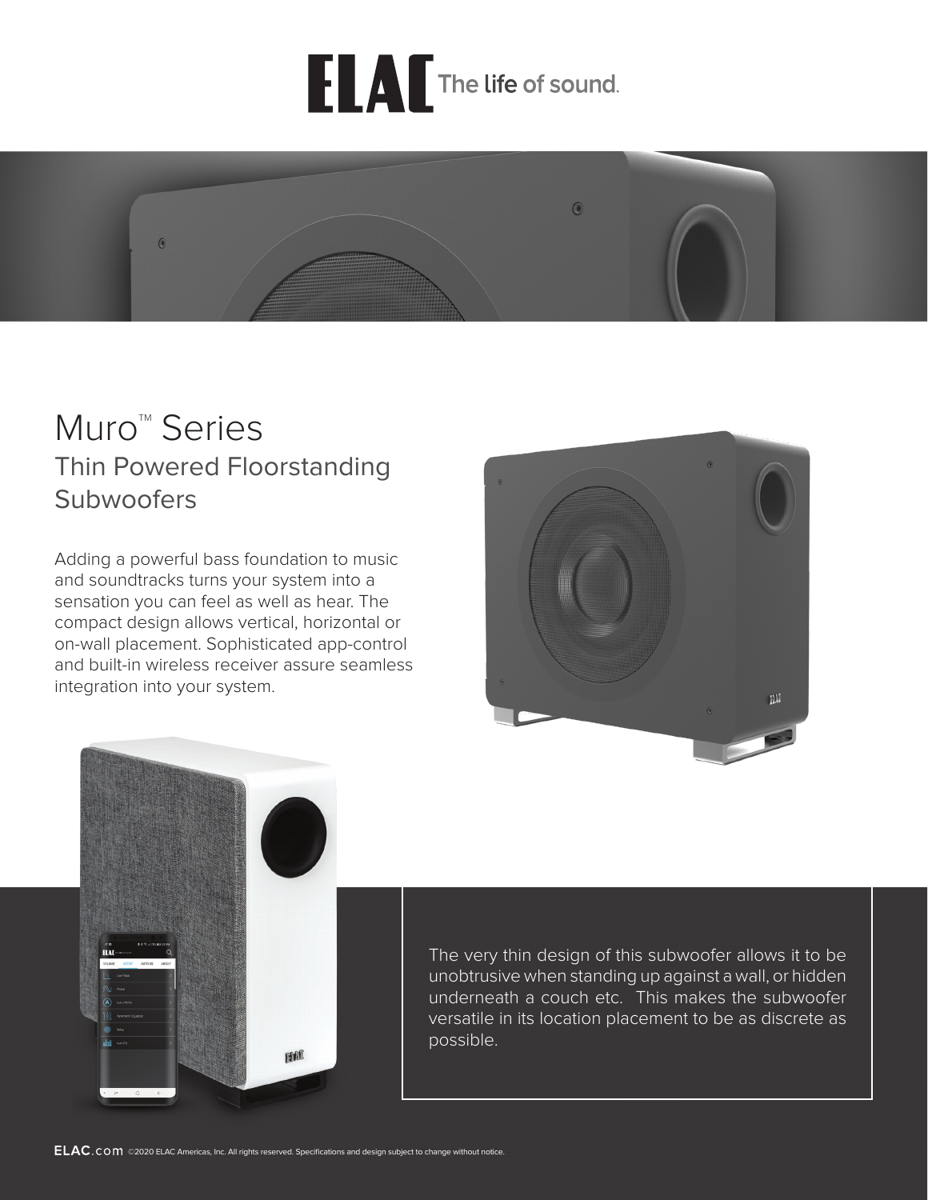ELAC The life of sound.

# Muro™ Series

## Thin Powered Floorstanding Subwoofers

Adding a powerful bass foundation to music and soundtracks turns your system into a sensation you can feel as well as hear. The compact design allows vertical, horizontal or on-wall placement. Sophisticated app-control and built-in wireless receiver assure seamless integration into your system.

The very thin design of this subwoofer allows it to be unobtrusive when standing up against a wall, or hidden underneath a couch etc. This makes the subwoofer versatile in its location placement to be as discrete as possible.

ELAC.com ©2020 ELAC Americas, Inc. All rights reserved. Specifications and design subject to change without notice.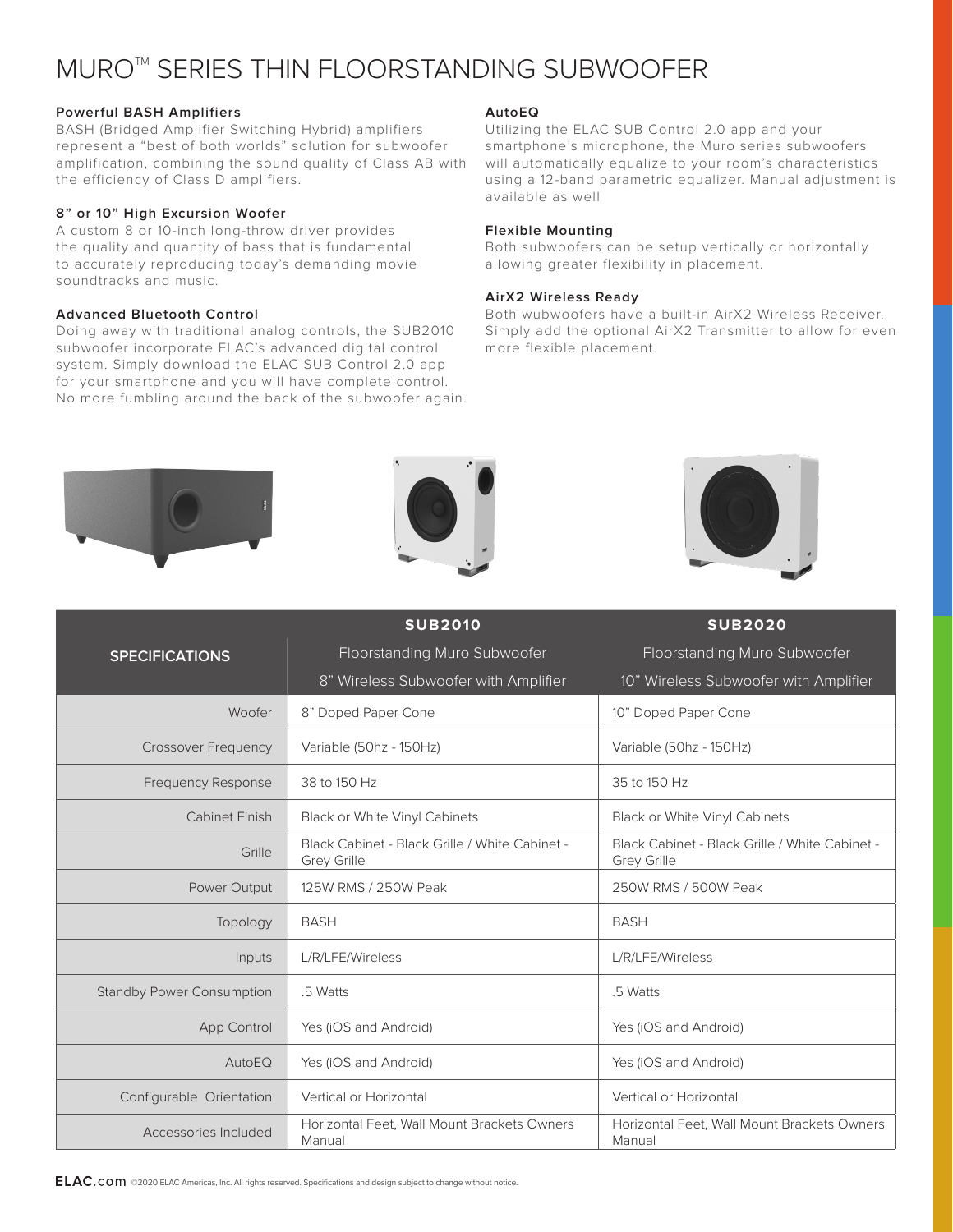# MURO™ SERIES THIN FLOORSTANDING SUBWOOFER

**Powerful BASH Amplifiers**
BASH (Bridged Amplifier Switching Hybrid) amplifiers represent a "best of both worlds" solution for subwoofer amplification, combining the sound quality of Class AB with the efficiency of Class D amplifiers.

**8" or 10" High Excursion Woofer**
A custom 8 or 10-inch long-throw driver provides the quality and quantity of bass that is fundamental to accurately reproducing today's demanding movie soundtracks and music.

**Advanced Bluetooth Control**
Doing away with traditional analog controls, the SUB2010 subwoofer incorporate ELAC's advanced digital control system. Simply download the ELAC SUB Control 2.0 app for your smartphone and you will have complete control. No more fumbling around the back of the subwoofer again.

**AutoEQ**
Utilizing the ELAC SUB Control 2.0 app and your smartphone's microphone, the Muro series subwoofers will automatically equalize to your room's characteristics using a 12-band parametric equalizer. Manual adjustment is available as well

**Flexible Mounting**
Both subwoofers can be setup vertically or horizontally allowing greater flexibility in placement.

**AirX2 Wireless Ready**
Both wubwoofers have a built-in AirX2 Wireless Receiver. Simply add the optional AirX2 Transmitter to allow for even more flexible placement.

| SPECIFICATIONS | SUB2010<br>Floorstanding Muro Subwoofer<br>8" Wireless Subwoofer with Amplifier | SUB2020<br>Floorstanding Muro Subwoofer<br>10" Wireless Subwoofer with Amplifier |
|---|---|---|
| Woofer | 8" Doped Paper Cone | 10" Doped Paper Cone |
| Crossover Frequency | Variable (50hz - 150Hz) | Variable (50hz - 150Hz) |
| Frequency Response | 38 to 150 Hz | 35 to 150 Hz |
| Cabinet Finish | Black or White Vinyl Cabinets | Black or White Vinyl Cabinets |
| Grille | Black Cabinet - Black Grille / White Cabinet - Grey Grille | Black Cabinet - Black Grille / White Cabinet - Grey Grille |
| Power Output | 125W RMS / 250W Peak | 250W RMS / 500W Peak |
| Topology | BASH | BASH |
| Inputs | L/R/LFE/Wireless | L/R/LFE/Wireless |
| Standby Power Consumption | .5 Watts | .5 Watts |
| App Control | Yes (iOS and Android) | Yes (iOS and Android) |
| AutoEQ | Yes (iOS and Android) | Yes (iOS and Android) |
| Configurable Orientation | Vertical or Horizontal | Vertical or Horizontal |
| Accessories Included | Horizontal Feet, Wall Mount Brackets Owners Manual | Horizontal Feet, Wall Mount Brackets Owners Manual |

ELAC.com ©2020 ELAC Americas, Inc. All rights reserved. Specifications and design subject to change without notice.